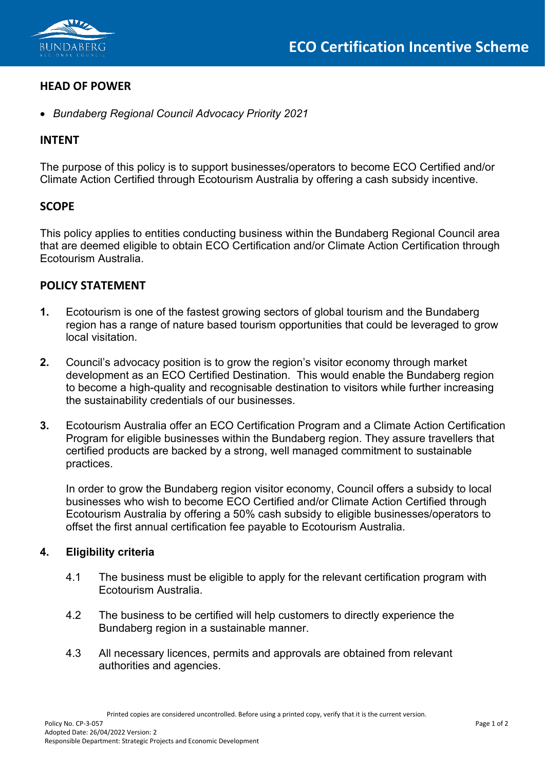# ECO Certification Incentive Scheme

## HEAD OF POWER

- *Bundaberg Regional Council Advocacy Priority 2021*

## INTENT

The purpose of this policy is to support businesses/operators to become ECO Certified and/or Climate Action Certified through Ecotourism Australia by offering a cash subsidy incentive.

## SCOPE

This policy applies to entities conducting business within the Bundaberg Regional Council area that are deemed eligible to obtain ECO Certification and/or Climate Action Certification through Ecotourism Australia.

## POLICY STATEMENT

1. Ecotourism is one of the fastest growing sectors of global tourism and the Bundaberg region has a range of nature based tourism opportunities that could be leveraged to grow local visitation.

2. Council's advocacy position is to grow the region's visitor economy through market development as an ECO Certified Destination. This would enable the Bundaberg region to become a high-quality and recognisable destination to visitors while further increasing the sustainability credentials of our businesses.

3. Ecotourism Australia offer an ECO Certification Program and a Climate Action Certification Program for eligible businesses within the Bundaberg region. They assure travellers that certified products are backed by a strong, well managed commitment to sustainable practices.

   In order to grow the Bundaberg region visitor economy, Council offers a subsidy to local businesses who wish to become ECO Certified and/or Climate Action Certified through Ecotourism Australia by offering a 50% cash subsidy to eligible businesses/operators to offset the first annual certification fee payable to Ecotourism Australia.

4. **Eligibility criteria**

   4.1 The business must be eligible to apply for the relevant certification program with Ecotourism Australia.

   4.2 The business to be certified will help customers to directly experience the Bundaberg region in a sustainable manner.

   4.3 All necessary licences, permits and approvals are obtained from relevant authorities and agencies.

Printed copies are considered uncontrolled. Before using a printed copy, verify that it is the current version.

Policy No. CP-3-057
Adopted Date: 26/04/2022 Version: 2
Responsible Department: Strategic Projects and Economic Development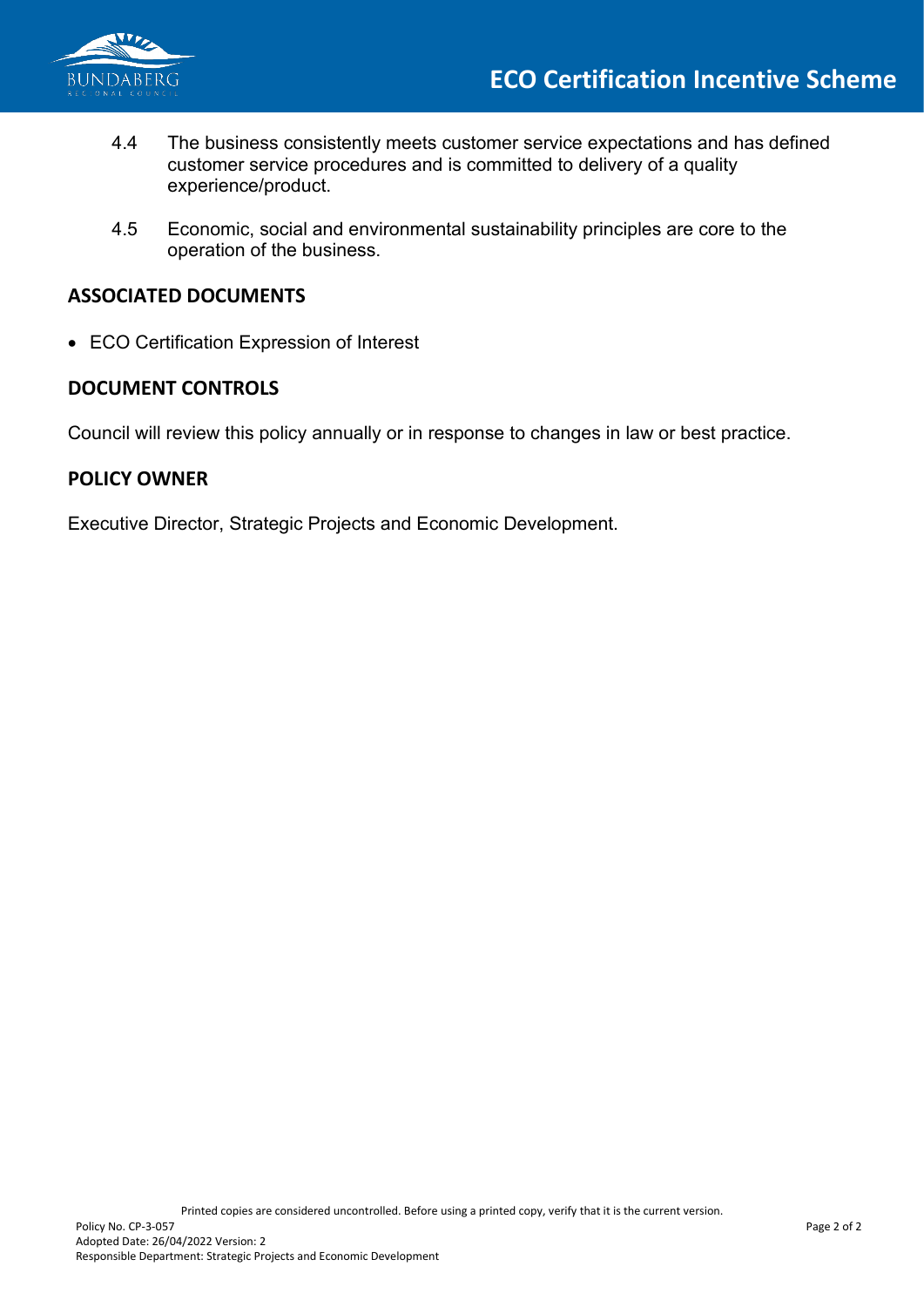4.4 The business consistently meets customer service expectations and has defined customer service procedures and is committed to delivery of a quality experience/product.

4.5 Economic, social and environmental sustainability principles are core to the operation of the business.

## ASSOCIATED DOCUMENTS

- ECO Certification Expression of Interest

## DOCUMENT CONTROLS

Council will review this policy annually or in response to changes in law or best practice.

## POLICY OWNER

Executive Director, Strategic Projects and Economic Development.